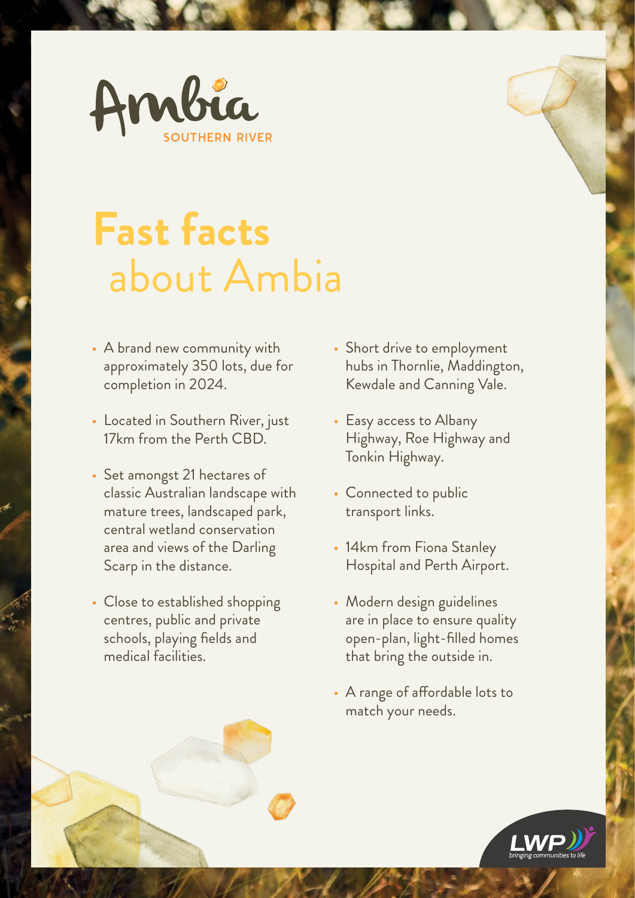Ambia

SOUTHERN RIVER

# Fast facts about Ambia

- A brand new community with approximately 350 lots, due for completion in 2024.
- Located in Southern River, just 17km from the Perth CBD.
- Set amongst 21 hectares of classic Australian landscape with mature trees, landscaped park, central wetland conservation area and views of the Darling Scarp in the distance.
- Close to established shopping centres, public and private schools, playing fields and medical facilities.
- Short drive to employment hubs in Thornlie, Maddington, Kewdale and Canning Vale.
- Easy access to Albany Highway, Roe Highway and Tonkin Highway.
- Connected to public transport links.
- 14km from Fiona Stanley Hospital and Perth Airport.
- Modern design guidelines are in place to ensure quality open-plan, light-filled homes that bring the outside in.
- A range of affordable lots to match your needs.

LWP

bringing communities to life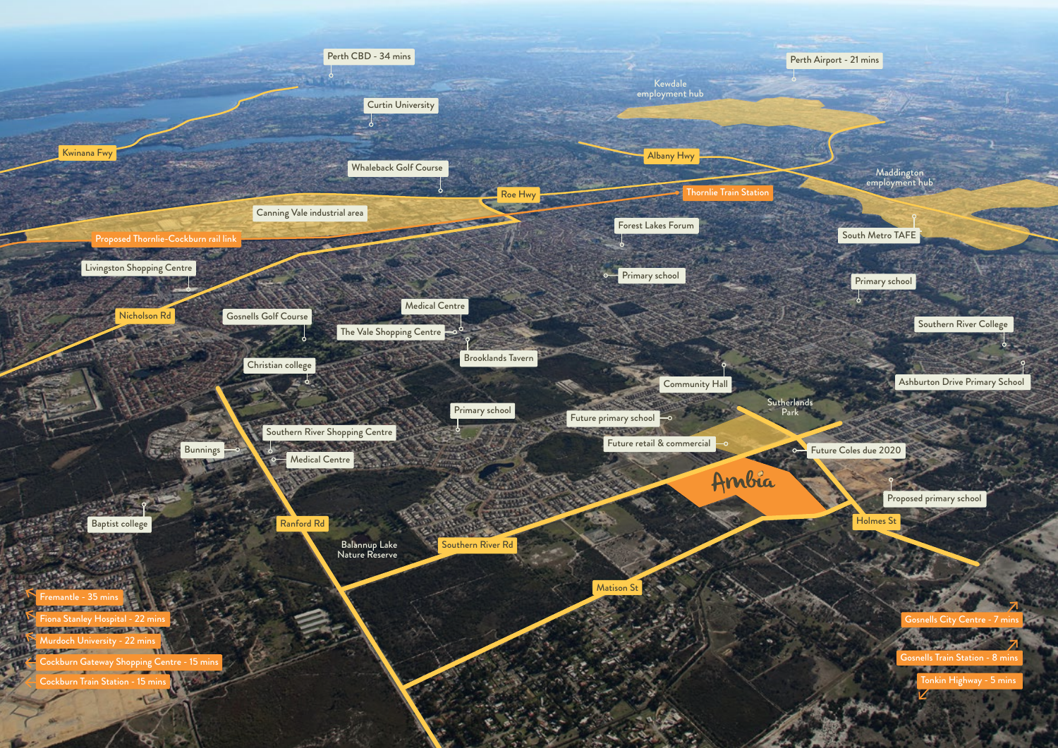Perth CBD - 34 mins

Perth Airport - 21 mins

Kewdale employment hub

Curtin University

Kwinana Fwy

Whaleback Golf Course

Albany Hwy

Maddington employment hub

Roe Hwy

Thornlie Train Station

Canning Vale industrial area

Proposed Thornlie-Cockburn rail link

Forest Lakes Forum

South Metro TAFE

Livingston Shopping Centre

Primary school

Primary school

Nicholson Rd

Gosnells Golf Course

Medical Centre

The Vale Shopping Centre

Southern River College

Brooklands Tavern

Christian college

Ashburton Drive Primary School

Community Hall

Sutherlands Park

Primary school

Future primary school

Southern River Shopping Centre

Future retail & commercial

Future Coles due 2020

Bunnings

Medical Centre

Ambia

Proposed primary school

Baptist college

Ranford Rd

Holmes St

Balannup Lake Nature Reserve

Southern River Rd

Matison St

Fremantle - 35 mins

Fiona Stanley Hospital - 22 mins

Murdoch University - 22 mins

Cockburn Gateway Shopping Centre - 15 mins

Cockburn Train Station - 15 mins

Gosnells City Centre - 7 mins

Gosnells Train Station - 8 mins

Tonkin Highway - 5 mins